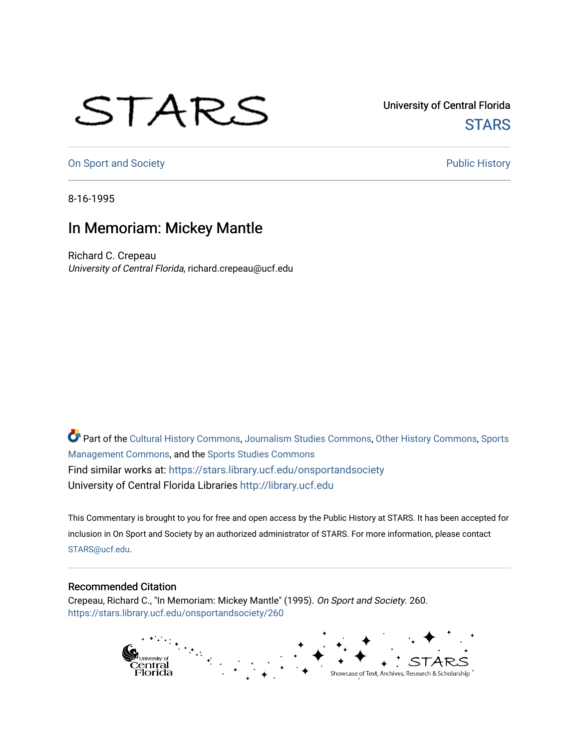STARS

University of Central Florida
STARS

On Sport and Society | Public History

8-16-1995

# In Memoriam: Mickey Mantle

Richard C. Crepeau
*University of Central Florida*, richard.crepeau@ucf.edu

Part of the Cultural History Commons, Journalism Studies Commons, Other History Commons, Sports Management Commons, and the Sports Studies Commons
Find similar works at: https://stars.library.ucf.edu/onsportandsociety
University of Central Florida Libraries http://library.ucf.edu

This Commentary is brought to you for free and open access by the Public History at STARS. It has been accepted for inclusion in On Sport and Society by an authorized administrator of STARS. For more information, please contact STARS@ucf.edu.

## Recommended Citation

Crepeau, Richard C., "In Memoriam: Mickey Mantle" (1995). *On Sport and Society*. 260.
https://stars.library.ucf.edu/onsportandsociety/260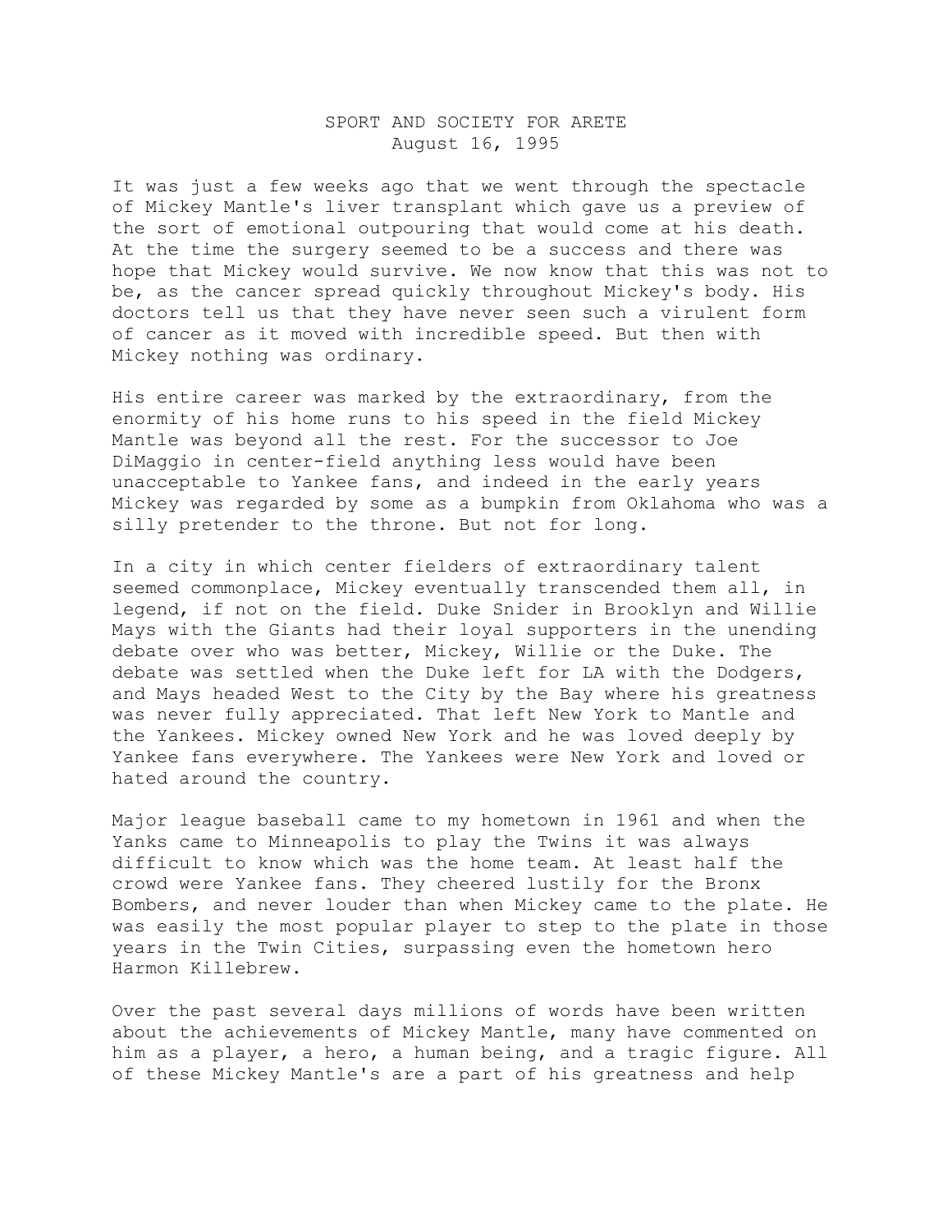# SPORT AND SOCIETY FOR ARETE
August 16, 1995

It was just a few weeks ago that we went through the spectacle of Mickey Mantle's liver transplant which gave us a preview of the sort of emotional outpouring that would come at his death. At the time the surgery seemed to be a success and there was hope that Mickey would survive. We now know that this was not to be, as the cancer spread quickly throughout Mickey's body. His doctors tell us that they have never seen such a virulent form of cancer as it moved with incredible speed. But then with Mickey nothing was ordinary.

His entire career was marked by the extraordinary, from the enormity of his home runs to his speed in the field Mickey Mantle was beyond all the rest. For the successor to Joe DiMaggio in center-field anything less would have been unacceptable to Yankee fans, and indeed in the early years Mickey was regarded by some as a bumpkin from Oklahoma who was a silly pretender to the throne. But not for long.

In a city in which center fielders of extraordinary talent seemed commonplace, Mickey eventually transcended them all, in legend, if not on the field. Duke Snider in Brooklyn and Willie Mays with the Giants had their loyal supporters in the unending debate over who was better, Mickey, Willie or the Duke. The debate was settled when the Duke left for LA with the Dodgers, and Mays headed West to the City by the Bay where his greatness was never fully appreciated. That left New York to Mantle and the Yankees. Mickey owned New York and he was loved deeply by Yankee fans everywhere. The Yankees were New York and loved or hated around the country.

Major league baseball came to my hometown in 1961 and when the Yanks came to Minneapolis to play the Twins it was always difficult to know which was the home team. At least half the crowd were Yankee fans. They cheered lustily for the Bronx Bombers, and never louder than when Mickey came to the plate. He was easily the most popular player to step to the plate in those years in the Twin Cities, surpassing even the hometown hero Harmon Killebrew.

Over the past several days millions of words have been written about the achievements of Mickey Mantle, many have commented on him as a player, a hero, a human being, and a tragic figure. All of these Mickey Mantle's are a part of his greatness and help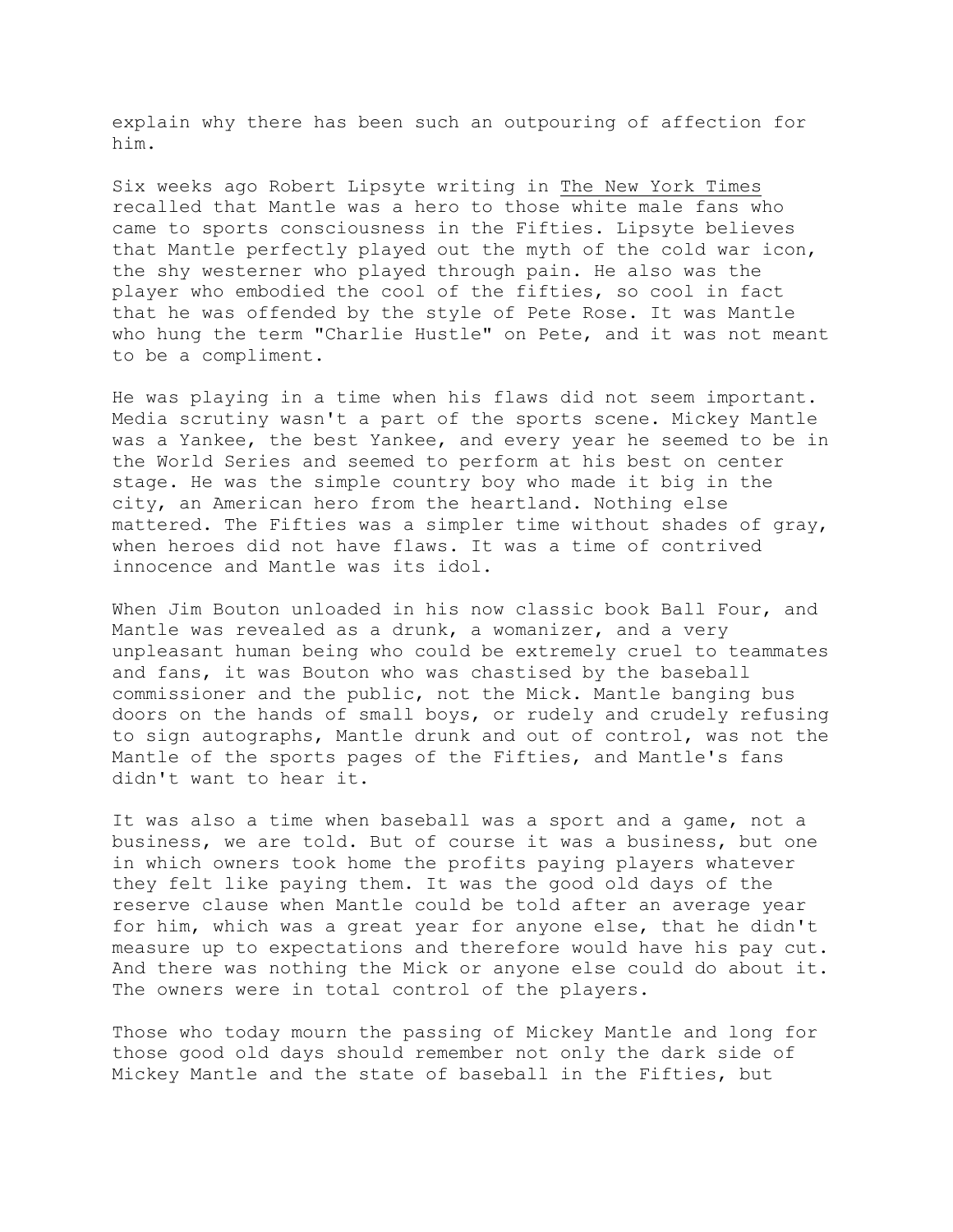explain why there has been such an outpouring of affection for him.

Six weeks ago Robert Lipsyte writing in The New York Times recalled that Mantle was a hero to those white male fans who came to sports consciousness in the Fifties. Lipsyte believes that Mantle perfectly played out the myth of the cold war icon, the shy westerner who played through pain. He also was the player who embodied the cool of the fifties, so cool in fact that he was offended by the style of Pete Rose. It was Mantle who hung the term "Charlie Hustle" on Pete, and it was not meant to be a compliment.

He was playing in a time when his flaws did not seem important. Media scrutiny wasn't a part of the sports scene. Mickey Mantle was a Yankee, the best Yankee, and every year he seemed to be in the World Series and seemed to perform at his best on center stage. He was the simple country boy who made it big in the city, an American hero from the heartland. Nothing else mattered. The Fifties was a simpler time without shades of gray, when heroes did not have flaws. It was a time of contrived innocence and Mantle was its idol.

When Jim Bouton unloaded in his now classic book Ball Four, and Mantle was revealed as a drunk, a womanizer, and a very unpleasant human being who could be extremely cruel to teammates and fans, it was Bouton who was chastised by the baseball commissioner and the public, not the Mick. Mantle banging bus doors on the hands of small boys, or rudely and crudely refusing to sign autographs, Mantle drunk and out of control, was not the Mantle of the sports pages of the Fifties, and Mantle's fans didn't want to hear it.

It was also a time when baseball was a sport and a game, not a business, we are told. But of course it was a business, but one in which owners took home the profits paying players whatever they felt like paying them. It was the good old days of the reserve clause when Mantle could be told after an average year for him, which was a great year for anyone else, that he didn't measure up to expectations and therefore would have his pay cut. And there was nothing the Mick or anyone else could do about it. The owners were in total control of the players.

Those who today mourn the passing of Mickey Mantle and long for those good old days should remember not only the dark side of Mickey Mantle and the state of baseball in the Fifties, but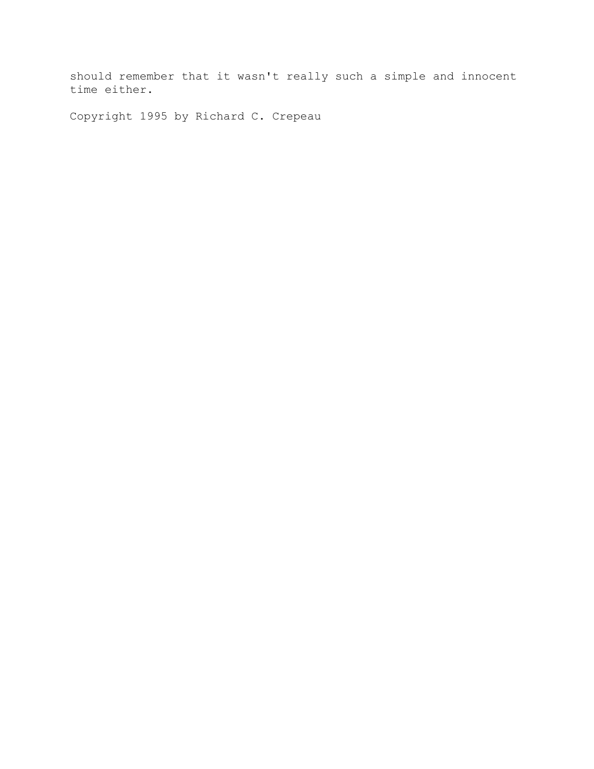should remember that it wasn't really such a simple and innocent time either.

Copyright 1995 by Richard C. Crepeau